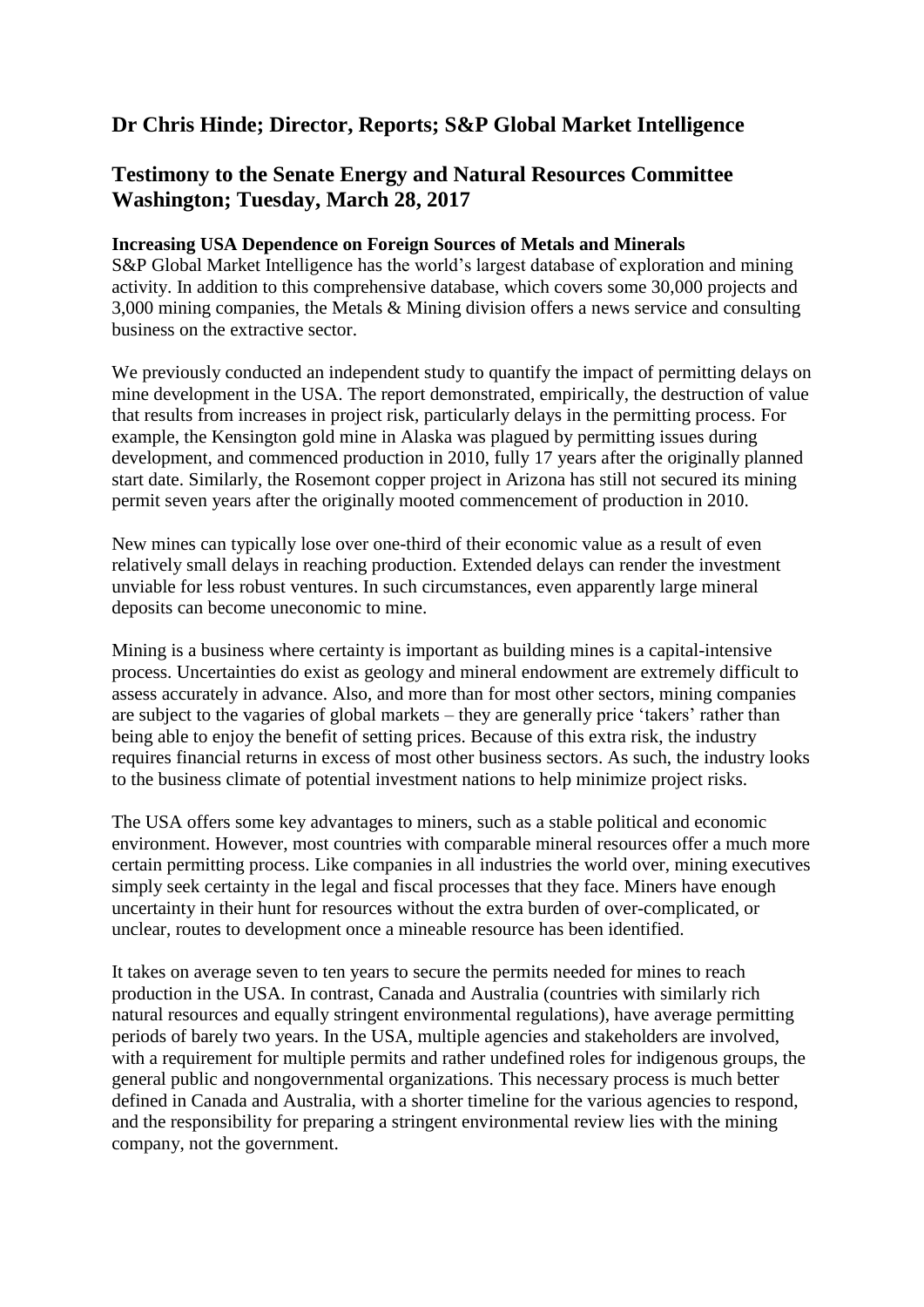## Dr Chris Hinde; Director, Reports; S&P Global Market Intelligence

## Testimony to the Senate Energy and Natural Resources Committee Washington; Tuesday, March 28, 2017

**Increasing USA Dependence on Foreign Sources of Metals and Minerals**

S&P Global Market Intelligence has the world's largest database of exploration and mining activity. In addition to this comprehensive database, which covers some 30,000 projects and 3,000 mining companies, the Metals & Mining division offers a news service and consulting business on the extractive sector.

We previously conducted an independent study to quantify the impact of permitting delays on mine development in the USA. The report demonstrated, empirically, the destruction of value that results from increases in project risk, particularly delays in the permitting process. For example, the Kensington gold mine in Alaska was plagued by permitting issues during development, and commenced production in 2010, fully 17 years after the originally planned start date. Similarly, the Rosemont copper project in Arizona has still not secured its mining permit seven years after the originally mooted commencement of production in 2010.

New mines can typically lose over one-third of their economic value as a result of even relatively small delays in reaching production. Extended delays can render the investment unviable for less robust ventures. In such circumstances, even apparently large mineral deposits can become uneconomic to mine.

Mining is a business where certainty is important as building mines is a capital-intensive process. Uncertainties do exist as geology and mineral endowment are extremely difficult to assess accurately in advance. Also, and more than for most other sectors, mining companies are subject to the vagaries of global markets – they are generally price 'takers' rather than being able to enjoy the benefit of setting prices. Because of this extra risk, the industry requires financial returns in excess of most other business sectors. As such, the industry looks to the business climate of potential investment nations to help minimize project risks.

The USA offers some key advantages to miners, such as a stable political and economic environment. However, most countries with comparable mineral resources offer a much more certain permitting process. Like companies in all industries the world over, mining executives simply seek certainty in the legal and fiscal processes that they face. Miners have enough uncertainty in their hunt for resources without the extra burden of over-complicated, or unclear, routes to development once a mineable resource has been identified.

It takes on average seven to ten years to secure the permits needed for mines to reach production in the USA. In contrast, Canada and Australia (countries with similarly rich natural resources and equally stringent environmental regulations), have average permitting periods of barely two years. In the USA, multiple agencies and stakeholders are involved, with a requirement for multiple permits and rather undefined roles for indigenous groups, the general public and nongovernmental organizations. This necessary process is much better defined in Canada and Australia, with a shorter timeline for the various agencies to respond, and the responsibility for preparing a stringent environmental review lies with the mining company, not the government.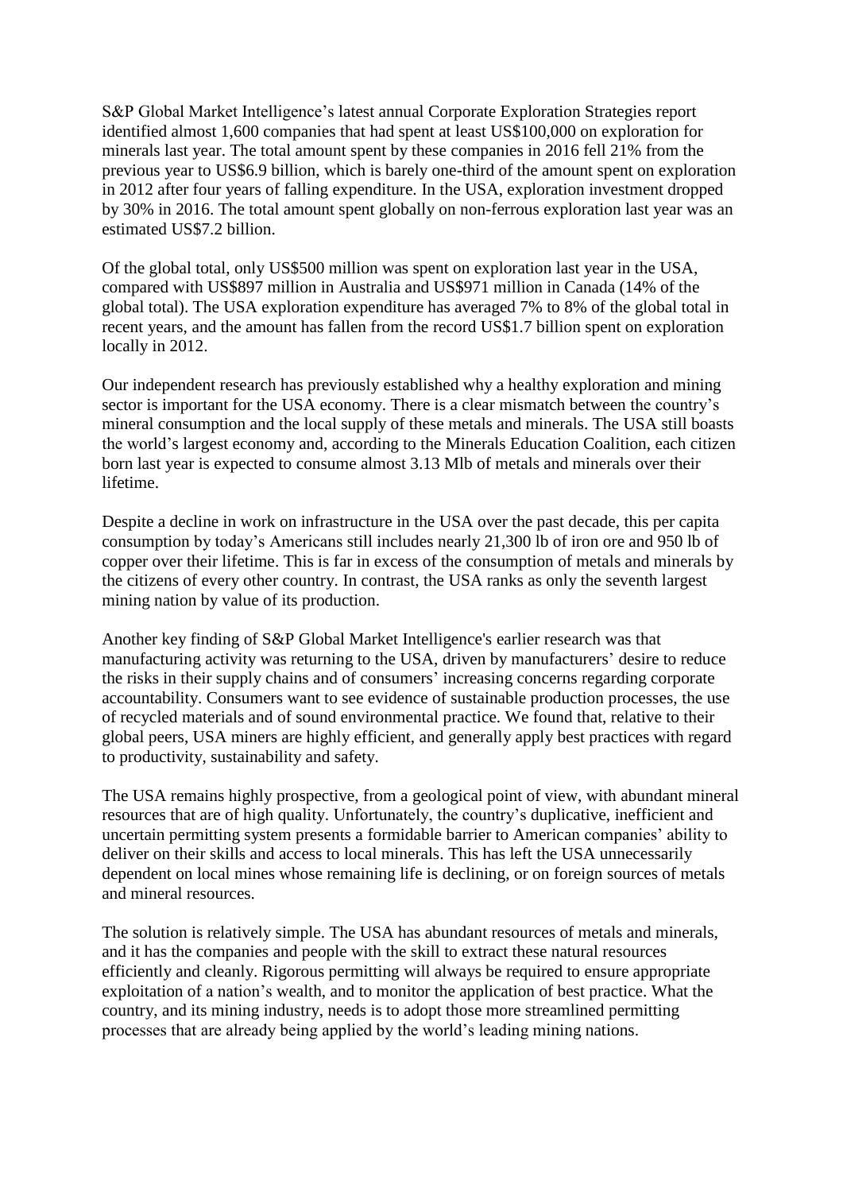S&P Global Market Intelligence's latest annual Corporate Exploration Strategies report identified almost 1,600 companies that had spent at least US$100,000 on exploration for minerals last year. The total amount spent by these companies in 2016 fell 21% from the previous year to US$6.9 billion, which is barely one-third of the amount spent on exploration in 2012 after four years of falling expenditure. In the USA, exploration investment dropped by 30% in 2016. The total amount spent globally on non-ferrous exploration last year was an estimated US$7.2 billion.

Of the global total, only US$500 million was spent on exploration last year in the USA, compared with US$897 million in Australia and US$971 million in Canada (14% of the global total). The USA exploration expenditure has averaged 7% to 8% of the global total in recent years, and the amount has fallen from the record US$1.7 billion spent on exploration locally in 2012.

Our independent research has previously established why a healthy exploration and mining sector is important for the USA economy. There is a clear mismatch between the country's mineral consumption and the local supply of these metals and minerals. The USA still boasts the world's largest economy and, according to the Minerals Education Coalition, each citizen born last year is expected to consume almost 3.13 Mlb of metals and minerals over their lifetime.

Despite a decline in work on infrastructure in the USA over the past decade, this per capita consumption by today's Americans still includes nearly 21,300 lb of iron ore and 950 lb of copper over their lifetime. This is far in excess of the consumption of metals and minerals by the citizens of every other country. In contrast, the USA ranks as only the seventh largest mining nation by value of its production.

Another key finding of S&P Global Market Intelligence's earlier research was that manufacturing activity was returning to the USA, driven by manufacturers' desire to reduce the risks in their supply chains and of consumers' increasing concerns regarding corporate accountability. Consumers want to see evidence of sustainable production processes, the use of recycled materials and of sound environmental practice. We found that, relative to their global peers, USA miners are highly efficient, and generally apply best practices with regard to productivity, sustainability and safety.

The USA remains highly prospective, from a geological point of view, with abundant mineral resources that are of high quality. Unfortunately, the country's duplicative, inefficient and uncertain permitting system presents a formidable barrier to American companies' ability to deliver on their skills and access to local minerals. This has left the USA unnecessarily dependent on local mines whose remaining life is declining, or on foreign sources of metals and mineral resources.

The solution is relatively simple. The USA has abundant resources of metals and minerals, and it has the companies and people with the skill to extract these natural resources efficiently and cleanly. Rigorous permitting will always be required to ensure appropriate exploitation of a nation's wealth, and to monitor the application of best practice. What the country, and its mining industry, needs is to adopt those more streamlined permitting processes that are already being applied by the world's leading mining nations.